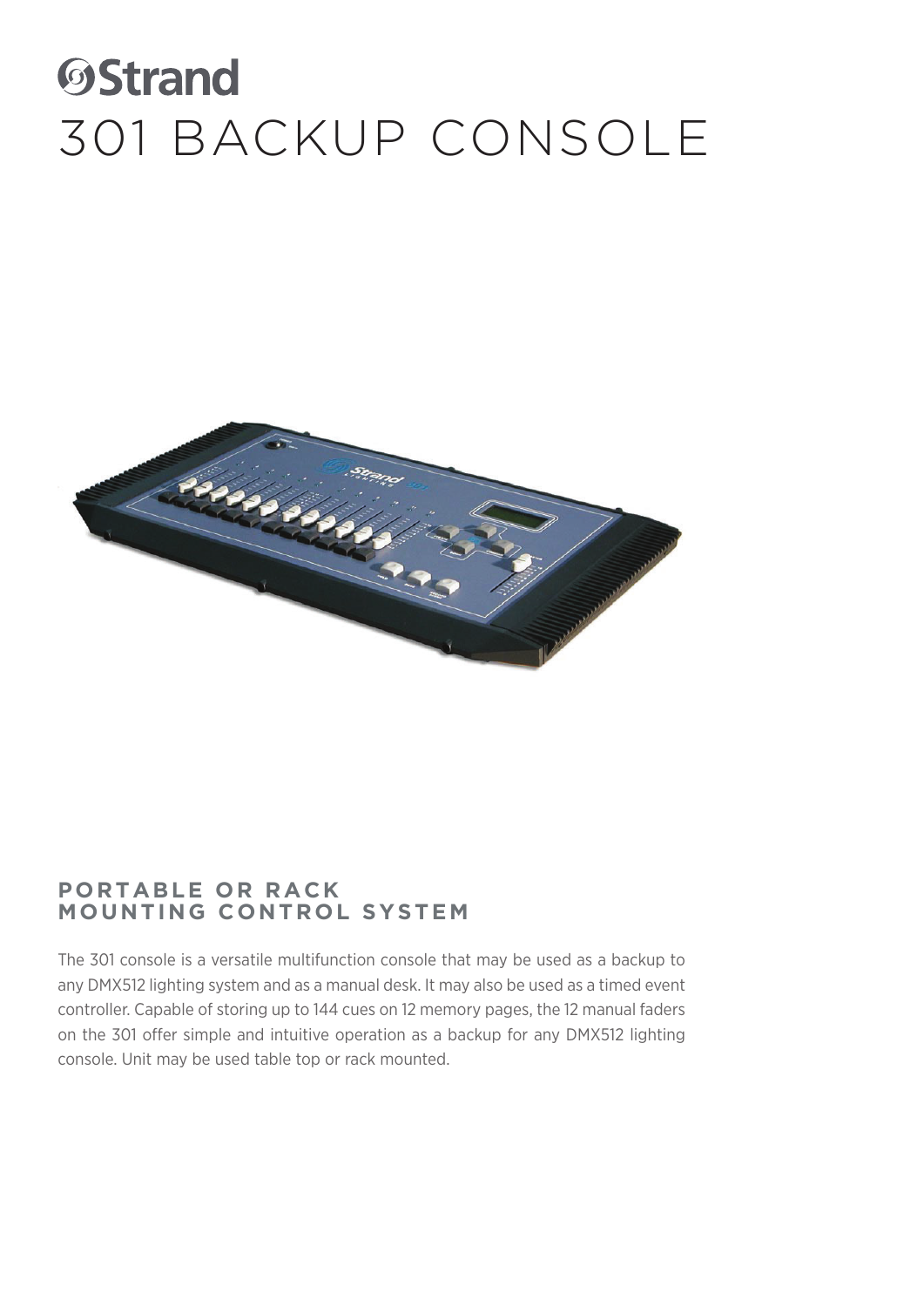# Strand

# 301 BACKUP CONSOLE

## PORTABLE OR RACK MOUNTING CONTROL SYSTEM

The 301 console is a versatile multifunction console that may be used as a backup to any DMX512 lighting system and as a manual desk. It may also be used as a timed event controller. Capable of storing up to 144 cues on 12 memory pages, the 12 manual faders on the 301 offer simple and intuitive operation as a backup for any DMX512 lighting console. Unit may be used table top or rack mounted.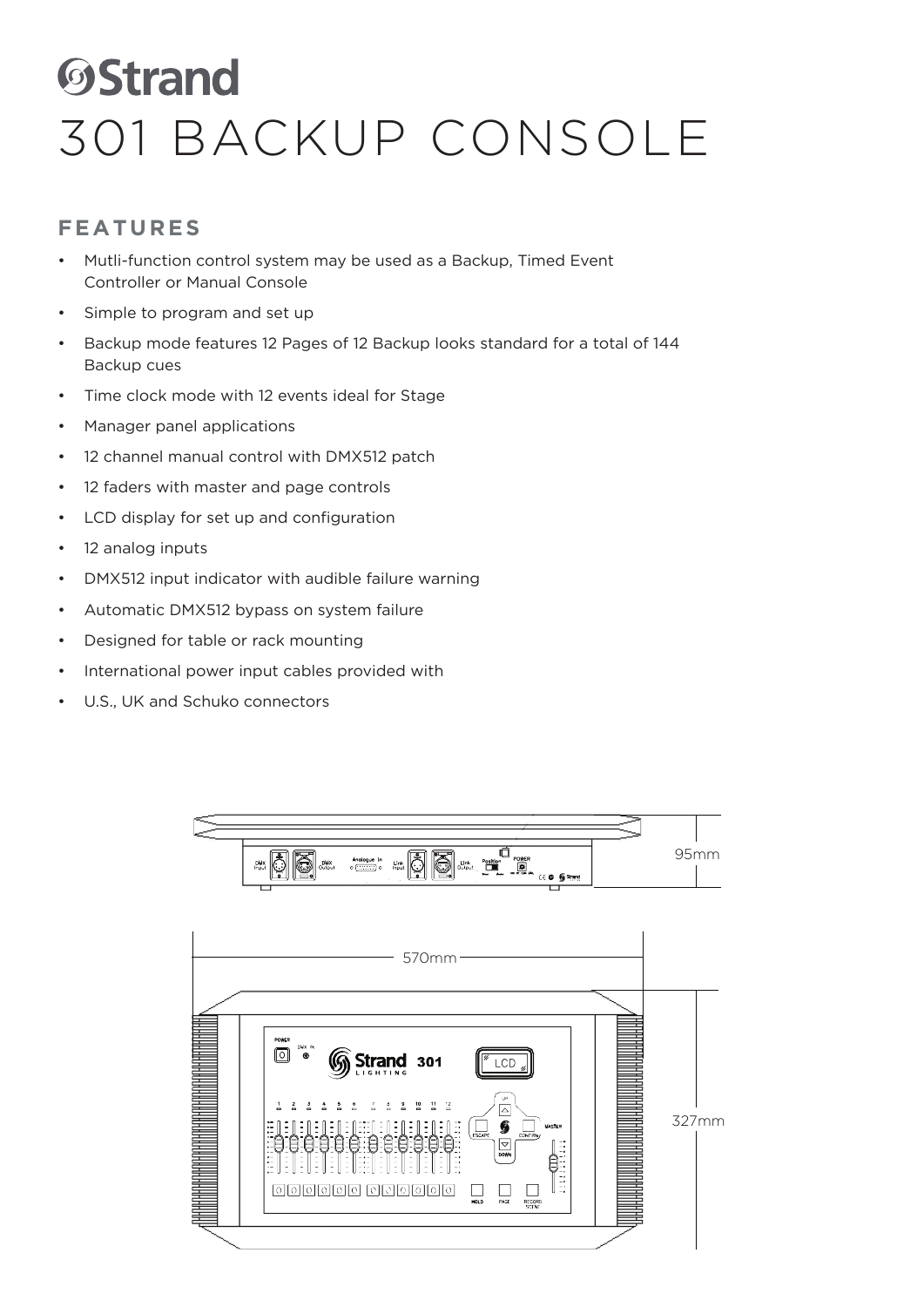# Strand

# 301 BACKUP CONSOLE

## FEATURES

- Mutli-function control system may be used as a Backup, Timed Event Controller or Manual Console
- Simple to program and set up
- Backup mode features 12 Pages of 12 Backup looks standard for a total of 144 Backup cues
- Time clock mode with 12 events ideal for Stage
- Manager panel applications
- 12 channel manual control with DMX512 patch
- 12 faders with master and page controls
- LCD display for set up and configuration
- 12 analog inputs
- DMX512 input indicator with audible failure warning
- Automatic DMX512 bypass on system failure
- Designed for table or rack mounting
- International power input cables provided with
- U.S., UK and Schuko connectors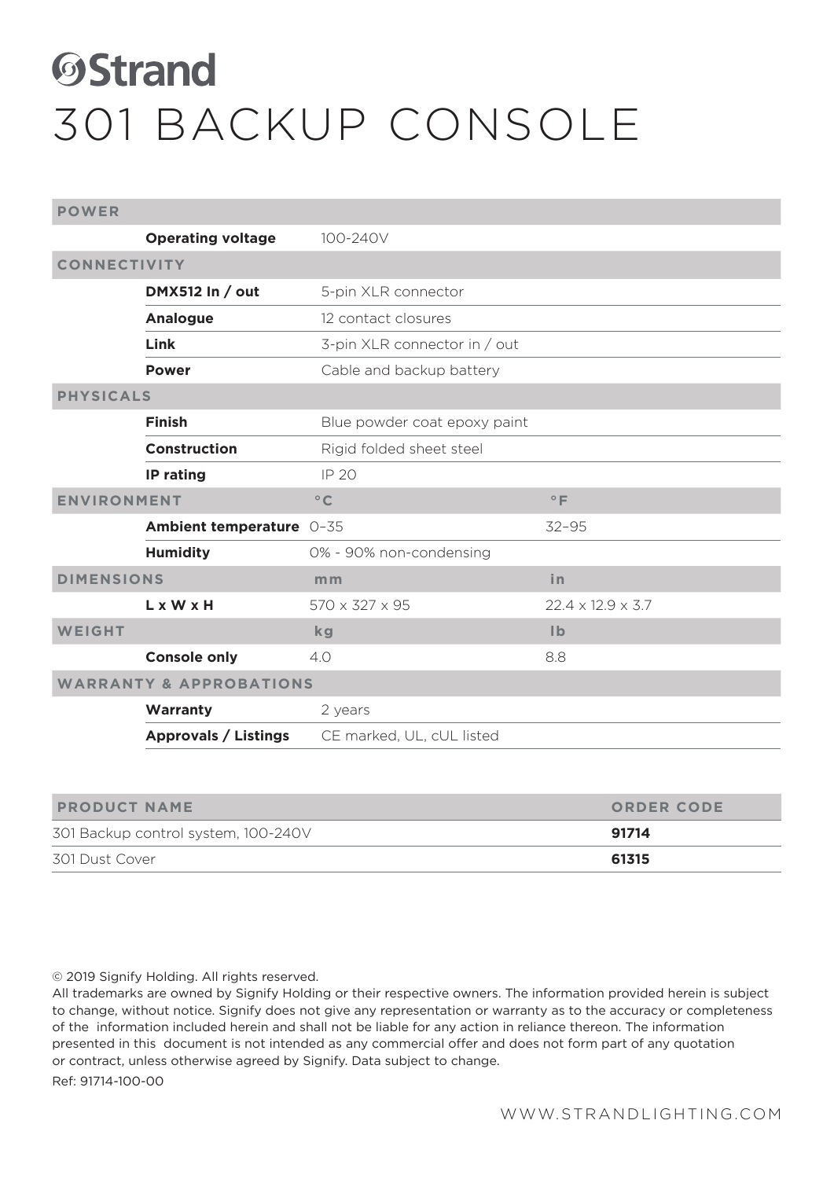# Strand

# 301 BACKUP CONSOLE

| | | | |
|---|---|---|---|
| **POWER** | | | |
| | **Operating voltage** | 100-240V | |
| **CONNECTIVITY** | | | |
| | **DMX512 In / out** | 5-pin XLR connector | |
| | **Analogue** | 12 contact closures | |
| | **Link** | 3-pin XLR connector in / out | |
| | **Power** | Cable and backup battery | |
| **PHYSICALS** | | | |
| | **Finish** | Blue powder coat epoxy paint | |
| | **Construction** | Rigid folded sheet steel | |
| | **IP rating** | IP 20 | |
| **ENVIRONMENT** | | **°C** | **°F** |
| | **Ambient temperature** | 0–35 | 32–95 |
| | **Humidity** | 0% - 90% non-condensing | |
| **DIMENSIONS** | | **mm** | **in** |
| | **L x W x H** | 570 x 327 x 95 | 22.4 x 12.9 x 3.7 |
| **WEIGHT** | | **kg** | **lb** |
| | **Console only** | 4.0 | 8.8 |
| **WARRANTY & APPROBATIONS** | | | |
| | **Warranty** | 2 years | |
| | **Approvals / Listings** | CE marked, UL, cUL listed | |

| PRODUCT NAME | ORDER CODE |
|---|---|
| 301 Backup control system, 100-240V | **91714** |
| 301 Dust Cover | **61315** |

© 2019 Signify Holding. All rights reserved.
All trademarks are owned by Signify Holding or their respective owners. The information provided herein is subject to change, without notice. Signify does not give any representation or warranty as to the accuracy or completeness of the information included herein and shall not be liable for any action in reliance thereon. The information presented in this document is not intended as any commercial offer and does not form part of any quotation or contract, unless otherwise agreed by Signify. Data subject to change.

Ref: 91714-100-00

WWW.STRANDLIGHTING.COM